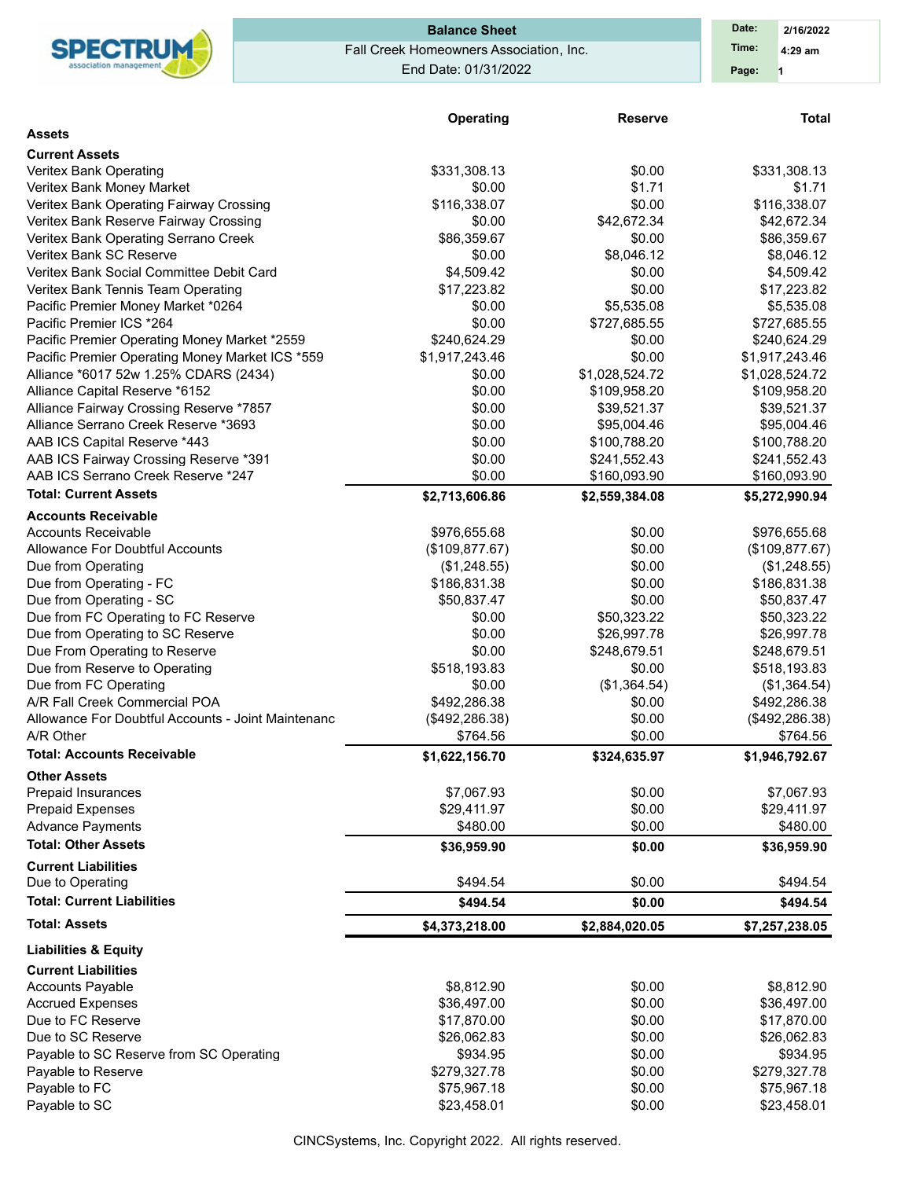# Balance Sheet

Fall Creek Homeowners Association, Inc.

End Date: 01/31/2022

Date: 2/16/2022
Time: 4:29 am

| | Operating | Reserve | Total |
|---|---|---|---|
| **Assets** | | | |
| **Current Assets** | | | |
| Veritex Bank Operating | $331,308.13 | $0.00 | $331,308.13 |
| Veritex Bank Money Market | $0.00 | $1.71 | $1.71 |
| Veritex Bank Operating Fairway Crossing | $116,338.07 | $0.00 | $116,338.07 |
| Veritex Bank Reserve Fairway Crossing | $0.00 | $42,672.34 | $42,672.34 |
| Veritex Bank Operating Serrano Creek | $86,359.67 | $0.00 | $86,359.67 |
| Veritex Bank SC Reserve | $0.00 | $8,046.12 | $8,046.12 |
| Veritex Bank Social Committee Debit Card | $4,509.42 | $0.00 | $4,509.42 |
| Veritex Bank Tennis Team Operating | $17,223.82 | $0.00 | $17,223.82 |
| Pacific Premier Money Market *0264 | $0.00 | $5,535.08 | $5,535.08 |
| Pacific Premier ICS *264 | $0.00 | $727,685.55 | $727,685.55 |
| Pacific Premier Operating Money Market *2559 | $240,624.29 | $0.00 | $240,624.29 |
| Pacific Premier Operating Money Market ICS *559 | $1,917,243.46 | $0.00 | $1,917,243.46 |
| Alliance *6017 52w 1.25% CDARS (2434) | $0.00 | $1,028,524.72 | $1,028,524.72 |
| Alliance Capital Reserve *6152 | $0.00 | $109,958.20 | $109,958.20 |
| Alliance Fairway Crossing Reserve *7857 | $0.00 | $39,521.37 | $39,521.37 |
| Alliance Serrano Creek Reserve *3693 | $0.00 | $95,004.46 | $95,004.46 |
| AAB ICS Capital Reserve *443 | $0.00 | $100,788.20 | $100,788.20 |
| AAB ICS Fairway Crossing Reserve *391 | $0.00 | $241,552.43 | $241,552.43 |
| AAB ICS Serrano Creek Reserve *247 | $0.00 | $160,093.90 | $160,093.90 |
| **Total: Current Assets** | **$2,713,606.86** | **$2,559,384.08** | **$5,272,990.94** |
| **Accounts Receivable** | | | |
| Accounts Receivable | $976,655.68 | $0.00 | $976,655.68 |
| Allowance For Doubtful Accounts | ($109,877.67) | $0.00 | ($109,877.67) |
| Due from Operating | ($1,248.55) | $0.00 | ($1,248.55) |
| Due from Operating - FC | $186,831.38 | $0.00 | $186,831.38 |
| Due from Operating - SC | $50,837.47 | $0.00 | $50,837.47 |
| Due from FC Operating to FC Reserve | $0.00 | $50,323.22 | $50,323.22 |
| Due from Operating to SC Reserve | $0.00 | $26,997.78 | $26,997.78 |
| Due From Operating to Reserve | $0.00 | $248,679.51 | $248,679.51 |
| Due from Reserve to Operating | $518,193.83 | $0.00 | $518,193.83 |
| Due from FC Operating | $0.00 | ($1,364.54) | ($1,364.54) |
| A/R Fall Creek Commercial POA | $492,286.38 | $0.00 | $492,286.38 |
| Allowance For Doubtful Accounts - Joint Maintenanc | ($492,286.38) | $0.00 | ($492,286.38) |
| A/R Other | $764.56 | $0.00 | $764.56 |
| **Total: Accounts Receivable** | **$1,622,156.70** | **$324,635.97** | **$1,946,792.67** |
| **Other Assets** | | | |
| Prepaid Insurances | $7,067.93 | $0.00 | $7,067.93 |
| Prepaid Expenses | $29,411.97 | $0.00 | $29,411.97 |
| Advance Payments | $480.00 | $0.00 | $480.00 |
| **Total: Other Assets** | **$36,959.90** | **$0.00** | **$36,959.90** |
| **Current Liabilities** | | | |
| Due to Operating | $494.54 | $0.00 | $494.54 |
| **Total: Current Liabilities** | **$494.54** | **$0.00** | **$494.54** |
| **Total: Assets** | **$4,373,218.00** | **$2,884,020.05** | **$7,257,238.05** |
| **Liabilities & Equity** | | | |
| **Current Liabilities** | | | |
| Accounts Payable | $8,812.90 | $0.00 | $8,812.90 |
| Accrued Expenses | $36,497.00 | $0.00 | $36,497.00 |
| Due to FC Reserve | $17,870.00 | $0.00 | $17,870.00 |
| Due to SC Reserve | $26,062.83 | $0.00 | $26,062.83 |
| Payable to SC Reserve from SC Operating | $934.95 | $0.00 | $934.95 |
| Payable to Reserve | $279,327.78 | $0.00 | $279,327.78 |
| Payable to FC | $75,967.18 | $0.00 | $75,967.18 |
| Payable to SC | $23,458.01 | $0.00 | $23,458.01 |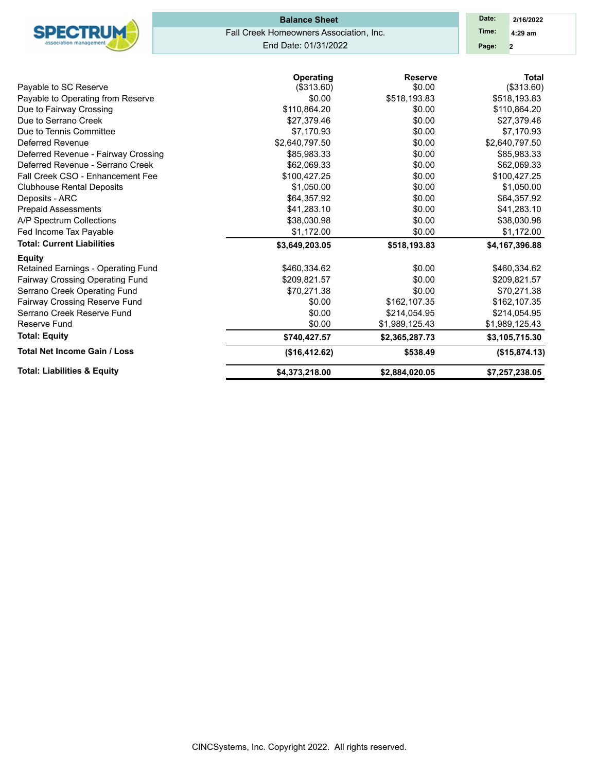**Balance Sheet**

Fall Creek Homeowners Association, Inc.

End Date: 01/31/2022

| | Operating | Reserve | Total |
|---|---|---|---|
| Payable to SC Reserve | ($313.60) | $0.00 | ($313.60) |
| Payable to Operating from Reserve | $0.00 | $518,193.83 | $518,193.83 |
| Due to Fairway Crossing | $110,864.20 | $0.00 | $110,864.20 |
| Due to Serrano Creek | $27,379.46 | $0.00 | $27,379.46 |
| Due to Tennis Committee | $7,170.93 | $0.00 | $7,170.93 |
| Deferred Revenue | $2,640,797.50 | $0.00 | $2,640,797.50 |
| Deferred Revenue - Fairway Crossing | $85,983.33 | $0.00 | $85,983.33 |
| Deferred Revenue - Serrano Creek | $62,069.33 | $0.00 | $62,069.33 |
| Fall Creek CSO - Enhancement Fee | $100,427.25 | $0.00 | $100,427.25 |
| Clubhouse Rental Deposits | $1,050.00 | $0.00 | $1,050.00 |
| Deposits - ARC | $64,357.92 | $0.00 | $64,357.92 |
| Prepaid Assessments | $41,283.10 | $0.00 | $41,283.10 |
| A/P Spectrum Collections | $38,030.98 | $0.00 | $38,030.98 |
| Fed Income Tax Payable | $1,172.00 | $0.00 | $1,172.00 |
| **Total: Current Liabilities** | **$3,649,203.05** | **$518,193.83** | **$4,167,396.88** |
| **Equity** | | | |
| Retained Earnings - Operating Fund | $460,334.62 | $0.00 | $460,334.62 |
| Fairway Crossing Operating Fund | $209,821.57 | $0.00 | $209,821.57 |
| Serrano Creek Operating Fund | $70,271.38 | $0.00 | $70,271.38 |
| Fairway Crossing Reserve Fund | $0.00 | $162,107.35 | $162,107.35 |
| Serrano Creek Reserve Fund | $0.00 | $214,054.95 | $214,054.95 |
| Reserve Fund | $0.00 | $1,989,125.43 | $1,989,125.43 |
| **Total: Equity** | **$740,427.57** | **$2,365,287.73** | **$3,105,715.30** |
| **Total Net Income Gain / Loss** | **($16,412.62)** | **$538.49** | **($15,874.13)** |
| **Total: Liabilities & Equity** | **$4,373,218.00** | **$2,884,020.05** | **$7,257,238.05** |

CINCSystems, Inc. Copyright 2022. All rights reserved.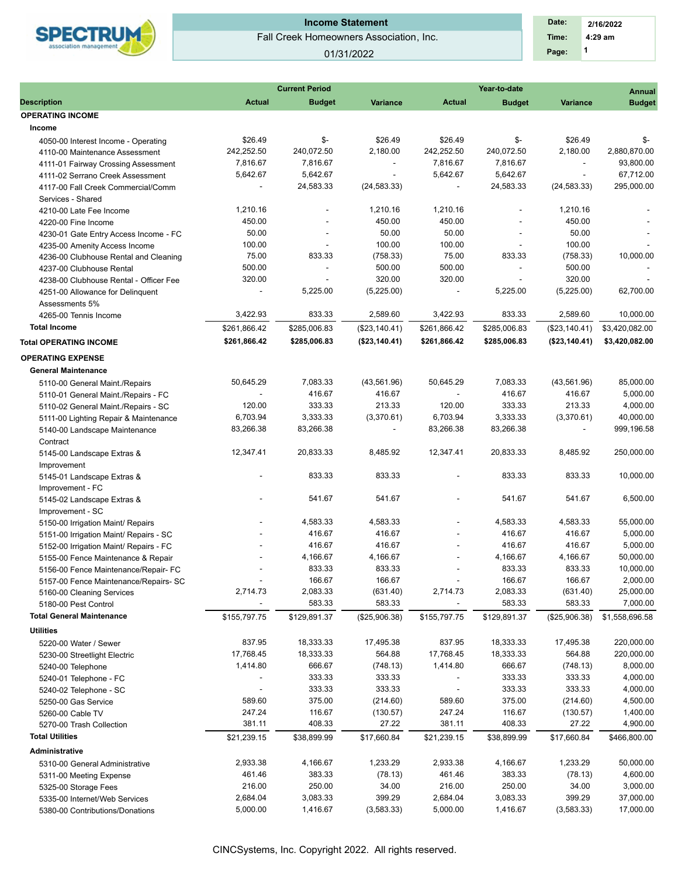# Income Statement

Fall Creek Homeowners Association, Inc.

01/31/2022

Date: 2/16/2022
Time: 4:29 am
Page: 1

| Description | Current Period Actual | Current Period Budget | Variance | Year-to-date Actual | Year-to-date Budget | Variance | Annual Budget |
|---|---|---|---|---|---|---|---|
| **OPERATING INCOME** | | | | | | | |
| **Income** | | | | | | | |
| 4050-00 Interest Income - Operating | $26.49 | $- | $26.49 | $26.49 | $- | $26.49 | $- |
| 4110-00 Maintenance Assessment | 242,252.50 | 240,072.50 | 2,180.00 | 242,252.50 | 240,072.50 | 2,180.00 | 2,880,870.00 |
| 4111-01 Fairway Crossing Assessment | 7,816.67 | 7,816.67 | - | 7,816.67 | 7,816.67 | - | 93,800.00 |
| 4111-02 Serrano Creek Assessment | 5,642.67 | 5,642.67 | - | 5,642.67 | 5,642.67 | - | 67,712.00 |
| 4117-00 Fall Creek Commercial/Comm Services - Shared | - | 24,583.33 | (24,583.33) | - | 24,583.33 | (24,583.33) | 295,000.00 |
| 4210-00 Late Fee Income | 1,210.16 | - | 1,210.16 | 1,210.16 | - | 1,210.16 | - |
| 4220-00 Fine Income | 450.00 | - | 450.00 | 450.00 | - | 450.00 | - |
| 4230-01 Gate Entry Access Income - FC | 50.00 | - | 50.00 | 50.00 | - | 50.00 | - |
| 4235-00 Amenity Access Income | 100.00 | - | 100.00 | 100.00 | - | 100.00 | - |
| 4236-00 Clubhouse Rental and Cleaning | 75.00 | 833.33 | (758.33) | 75.00 | 833.33 | (758.33) | 10,000.00 |
| 4237-00 Clubhouse Rental | 500.00 | - | 500.00 | 500.00 | - | 500.00 | - |
| 4238-00 Clubhouse Rental - Officer Fee | 320.00 | - | 320.00 | 320.00 | - | 320.00 | - |
| 4251-00 Allowance for Delinquent Assessments 5% | - | 5,225.00 | (5,225.00) | - | 5,225.00 | (5,225.00) | 62,700.00 |
| 4265-00 Tennis Income | 3,422.93 | 833.33 | 2,589.60 | 3,422.93 | 833.33 | 2,589.60 | 10,000.00 |
| **Total Income** | $261,866.42 | $285,006.83 | ($23,140.41) | $261,866.42 | $285,006.83 | ($23,140.41) | $3,420,082.00 |
| **Total OPERATING INCOME** | **$261,866.42** | **$285,006.83** | **($23,140.41)** | **$261,866.42** | **$285,006.83** | **($23,140.41)** | **$3,420,082.00** |
| **OPERATING EXPENSE** | | | | | | | |
| **General Maintenance** | | | | | | | |
| 5110-00 General Maint./Repairs | 50,645.29 | 7,083.33 | (43,561.96) | 50,645.29 | 7,083.33 | (43,561.96) | 85,000.00 |
| 5110-01 General Maint./Repairs - FC | - | 416.67 | 416.67 | - | 416.67 | 416.67 | 5,000.00 |
| 5110-02 General Maint./Repairs - SC | 120.00 | 333.33 | 213.33 | 120.00 | 333.33 | 213.33 | 4,000.00 |
| 5111-00 Lighting Repair & Maintenance | 6,703.94 | 3,333.33 | (3,370.61) | 6,703.94 | 3,333.33 | (3,370.61) | 40,000.00 |
| 5140-00 Landscape Maintenance Contract | 83,266.38 | 83,266.38 | - | 83,266.38 | 83,266.38 | - | 999,196.58 |
| 5145-00 Landscape Extras & Improvement | 12,347.41 | 20,833.33 | 8,485.92 | 12,347.41 | 20,833.33 | 8,485.92 | 250,000.00 |
| 5145-01 Landscape Extras & Improvement - FC | - | 833.33 | 833.33 | - | 833.33 | 833.33 | 10,000.00 |
| 5145-02 Landscape Extras & Improvement - SC | - | 541.67 | 541.67 | - | 541.67 | 541.67 | 6,500.00 |
| 5150-00 Irrigation Maint/ Repairs | - | 4,583.33 | 4,583.33 | - | 4,583.33 | 4,583.33 | 55,000.00 |
| 5151-00 Irrigation Maint/ Repairs - SC | - | 416.67 | 416.67 | - | 416.67 | 416.67 | 5,000.00 |
| 5152-00 Irrigation Maint/ Repairs - FC | - | 416.67 | 416.67 | - | 416.67 | 416.67 | 5,000.00 |
| 5155-00 Fence Maintenance & Repair | - | 4,166.67 | 4,166.67 | - | 4,166.67 | 4,166.67 | 50,000.00 |
| 5156-00 Fence Maintenance/Repair- FC | - | 833.33 | 833.33 | - | 833.33 | 833.33 | 10,000.00 |
| 5157-00 Fence Maintenance/Repairs- SC | - | 166.67 | 166.67 | - | 166.67 | 166.67 | 2,000.00 |
| 5160-00 Cleaning Services | 2,714.73 | 2,083.33 | (631.40) | 2,714.73 | 2,083.33 | (631.40) | 25,000.00 |
| 5180-00 Pest Control | - | 583.33 | 583.33 | - | 583.33 | 583.33 | 7,000.00 |
| **Total General Maintenance** | $155,797.75 | $129,891.37 | ($25,906.38) | $155,797.75 | $129,891.37 | ($25,906.38) | $1,558,696.58 |
| **Utilities** | | | | | | | |
| 5220-00 Water / Sewer | 837.95 | 18,333.33 | 17,495.38 | 837.95 | 18,333.33 | 17,495.38 | 220,000.00 |
| 5230-00 Streetlight Electric | 17,768.45 | 18,333.33 | 564.88 | 17,768.45 | 18,333.33 | 564.88 | 220,000.00 |
| 5240-00 Telephone | 1,414.80 | 666.67 | (748.13) | 1,414.80 | 666.67 | (748.13) | 8,000.00 |
| 5240-01 Telephone - FC | - | 333.33 | 333.33 | - | 333.33 | 333.33 | 4,000.00 |
| 5240-02 Telephone - SC | - | 333.33 | 333.33 | - | 333.33 | 333.33 | 4,000.00 |
| 5250-00 Gas Service | 589.60 | 375.00 | (214.60) | 589.60 | 375.00 | (214.60) | 4,500.00 |
| 5260-00 Cable TV | 247.24 | 116.67 | (130.57) | 247.24 | 116.67 | (130.57) | 1,400.00 |
| 5270-00 Trash Collection | 381.11 | 408.33 | 27.22 | 381.11 | 408.33 | 27.22 | 4,900.00 |
| **Total Utilities** | $21,239.15 | $38,899.99 | $17,660.84 | $21,239.15 | $38,899.99 | $17,660.84 | $466,800.00 |
| **Administrative** | | | | | | | |
| 5310-00 General Administrative | 2,933.38 | 4,166.67 | 1,233.29 | 2,933.38 | 4,166.67 | 1,233.29 | 50,000.00 |
| 5311-00 Meeting Expense | 461.46 | 383.33 | (78.13) | 461.46 | 383.33 | (78.13) | 4,600.00 |
| 5325-00 Storage Fees | 216.00 | 250.00 | 34.00 | 216.00 | 250.00 | 34.00 | 3,000.00 |
| 5335-00 Internet/Web Services | 2,684.04 | 3,083.33 | 399.29 | 2,684.04 | 3,083.33 | 399.29 | 37,000.00 |
| 5380-00 Contributions/Donations | 5,000.00 | 1,416.67 | (3,583.33) | 5,000.00 | 1,416.67 | (3,583.33) | 17,000.00 |

CINCSystems, Inc. Copyright 2022. All rights reserved.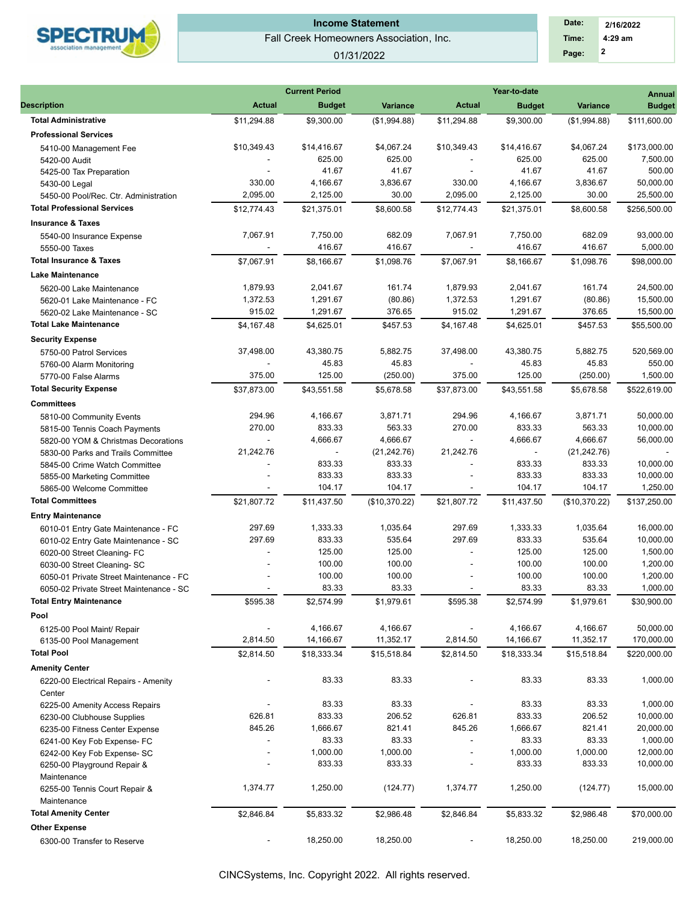# Income Statement

Fall Creek Homeowners Association, Inc.

01/31/2022

Date: 2/16/2022
Time: 4:29 am

| Description | Current Period Actual | Current Period Budget | Current Period Variance | Year-to-date Actual | Year-to-date Budget | Year-to-date Variance | Annual Budget |
|---|---|---|---|---|---|---|---|
| **Total Administrative** | $11,294.88 | $9,300.00 | ($1,994.88) | $11,294.88 | $9,300.00 | ($1,994.88) | $111,600.00 |
| **Professional Services** | | | | | | | |
| 5410-00 Management Fee | $10,349.43 | $14,416.67 | $4,067.24 | $10,349.43 | $14,416.67 | $4,067.24 | $173,000.00 |
| 5420-00 Audit | - | 625.00 | 625.00 | - | 625.00 | 625.00 | 7,500.00 |
| 5425-00 Tax Preparation | - | 41.67 | 41.67 | - | 41.67 | 41.67 | 500.00 |
| 5430-00 Legal | 330.00 | 4,166.67 | 3,836.67 | 330.00 | 4,166.67 | 3,836.67 | 50,000.00 |
| 5450-00 Pool/Rec. Ctr. Administration | 2,095.00 | 2,125.00 | 30.00 | 2,095.00 | 2,125.00 | 30.00 | 25,500.00 |
| **Total Professional Services** | $12,774.43 | $21,375.01 | $8,600.58 | $12,774.43 | $21,375.01 | $8,600.58 | $256,500.00 |
| **Insurance & Taxes** | | | | | | | |
| 5540-00 Insurance Expense | 7,067.91 | 7,750.00 | 682.09 | 7,067.91 | 7,750.00 | 682.09 | 93,000.00 |
| 5550-00 Taxes | - | 416.67 | 416.67 | - | 416.67 | 416.67 | 5,000.00 |
| **Total Insurance & Taxes** | $7,067.91 | $8,166.67 | $1,098.76 | $7,067.91 | $8,166.67 | $1,098.76 | $98,000.00 |
| **Lake Maintenance** | | | | | | | |
| 5620-00 Lake Maintenance | 1,879.93 | 2,041.67 | 161.74 | 1,879.93 | 2,041.67 | 161.74 | 24,500.00 |
| 5620-01 Lake Maintenance - FC | 1,372.53 | 1,291.67 | (80.86) | 1,372.53 | 1,291.67 | (80.86) | 15,500.00 |
| 5620-02 Lake Maintenance - SC | 915.02 | 1,291.67 | 376.65 | 915.02 | 1,291.67 | 376.65 | 15,500.00 |
| **Total Lake Maintenance** | $4,167.48 | $4,625.01 | $457.53 | $4,167.48 | $4,625.01 | $457.53 | $55,500.00 |
| **Security Expense** | | | | | | | |
| 5750-00 Patrol Services | 37,498.00 | 43,380.75 | 5,882.75 | 37,498.00 | 43,380.75 | 5,882.75 | 520,569.00 |
| 5760-00 Alarm Monitoring | - | 45.83 | 45.83 | - | 45.83 | 45.83 | 550.00 |
| 5770-00 False Alarms | 375.00 | 125.00 | (250.00) | 375.00 | 125.00 | (250.00) | 1,500.00 |
| **Total Security Expense** | $37,873.00 | $43,551.58 | $5,678.58 | $37,873.00 | $43,551.58 | $5,678.58 | $522,619.00 |
| **Committees** | | | | | | | |
| 5810-00 Community Events | 294.96 | 4,166.67 | 3,871.71 | 294.96 | 4,166.67 | 3,871.71 | 50,000.00 |
| 5815-00 Tennis Coach Payments | 270.00 | 833.33 | 563.33 | 270.00 | 833.33 | 563.33 | 10,000.00 |
| 5820-00 YOM & Christmas Decorations | - | 4,666.67 | 4,666.67 | - | 4,666.67 | 4,666.67 | 56,000.00 |
| 5830-00 Parks and Trails Committee | 21,242.76 | - | (21,242.76) | 21,242.76 | - | (21,242.76) | - |
| 5845-00 Crime Watch Committee | - | 833.33 | 833.33 | - | 833.33 | 833.33 | 10,000.00 |
| 5855-00 Marketing Committee | - | 833.33 | 833.33 | - | 833.33 | 833.33 | 10,000.00 |
| 5865-00 Welcome Committee | - | 104.17 | 104.17 | - | 104.17 | 104.17 | 1,250.00 |
| **Total Committees** | $21,807.72 | $11,437.50 | ($10,370.22) | $21,807.72 | $11,437.50 | ($10,370.22) | $137,250.00 |
| **Entry Maintenance** | | | | | | | |
| 6010-01 Entry Gate Maintenance - FC | 297.69 | 1,333.33 | 1,035.64 | 297.69 | 1,333.33 | 1,035.64 | 16,000.00 |
| 6010-02 Entry Gate Maintenance - SC | 297.69 | 833.33 | 535.64 | 297.69 | 833.33 | 535.64 | 10,000.00 |
| 6020-00 Street Cleaning- FC | - | 125.00 | 125.00 | - | 125.00 | 125.00 | 1,500.00 |
| 6030-00 Street Cleaning- SC | - | 100.00 | 100.00 | - | 100.00 | 100.00 | 1,200.00 |
| 6050-01 Private Street Maintenance - FC | - | 100.00 | 100.00 | - | 100.00 | 100.00 | 1,200.00 |
| 6050-02 Private Street Maintenance - SC | - | 83.33 | 83.33 | - | 83.33 | 83.33 | 1,000.00 |
| **Total Entry Maintenance** | $595.38 | $2,574.99 | $1,979.61 | $595.38 | $2,574.99 | $1,979.61 | $30,900.00 |
| **Pool** | | | | | | | |
| 6125-00 Pool Maint/ Repair | - | 4,166.67 | 4,166.67 | - | 4,166.67 | 4,166.67 | 50,000.00 |
| 6135-00 Pool Management | 2,814.50 | 14,166.67 | 11,352.17 | 2,814.50 | 14,166.67 | 11,352.17 | 170,000.00 |
| **Total Pool** | $2,814.50 | $18,333.34 | $15,518.84 | $2,814.50 | $18,333.34 | $15,518.84 | $220,000.00 |
| **Amenity Center** | | | | | | | |
| 6220-00 Electrical Repairs - Amenity Center | - | 83.33 | 83.33 | - | 83.33 | 83.33 | 1,000.00 |
| 6225-00 Amenity Access Repairs | - | 83.33 | 83.33 | - | 83.33 | 83.33 | 1,000.00 |
| 6230-00 Clubhouse Supplies | 626.81 | 833.33 | 206.52 | 626.81 | 833.33 | 206.52 | 10,000.00 |
| 6235-00 Fitness Center Expense | 845.26 | 1,666.67 | 821.41 | 845.26 | 1,666.67 | 821.41 | 20,000.00 |
| 6241-00 Key Fob Expense- FC | - | 83.33 | 83.33 | - | 83.33 | 83.33 | 1,000.00 |
| 6242-00 Key Fob Expense- SC | - | 1,000.00 | 1,000.00 | - | 1,000.00 | 1,000.00 | 12,000.00 |
| 6250-00 Playground Repair & Maintenance | - | 833.33 | 833.33 | - | 833.33 | 833.33 | 10,000.00 |
| 6255-00 Tennis Court Repair & Maintenance | 1,374.77 | 1,250.00 | (124.77) | 1,374.77 | 1,250.00 | (124.77) | 15,000.00 |
| **Total Amenity Center** | $2,846.84 | $5,833.32 | $2,986.48 | $2,846.84 | $5,833.32 | $2,986.48 | $70,000.00 |
| **Other Expense** | | | | | | | |
| 6300-00 Transfer to Reserve | - | 18,250.00 | 18,250.00 | - | 18,250.00 | 18,250.00 | 219,000.00 |

CINCSystems, Inc. Copyright 2022. All rights reserved.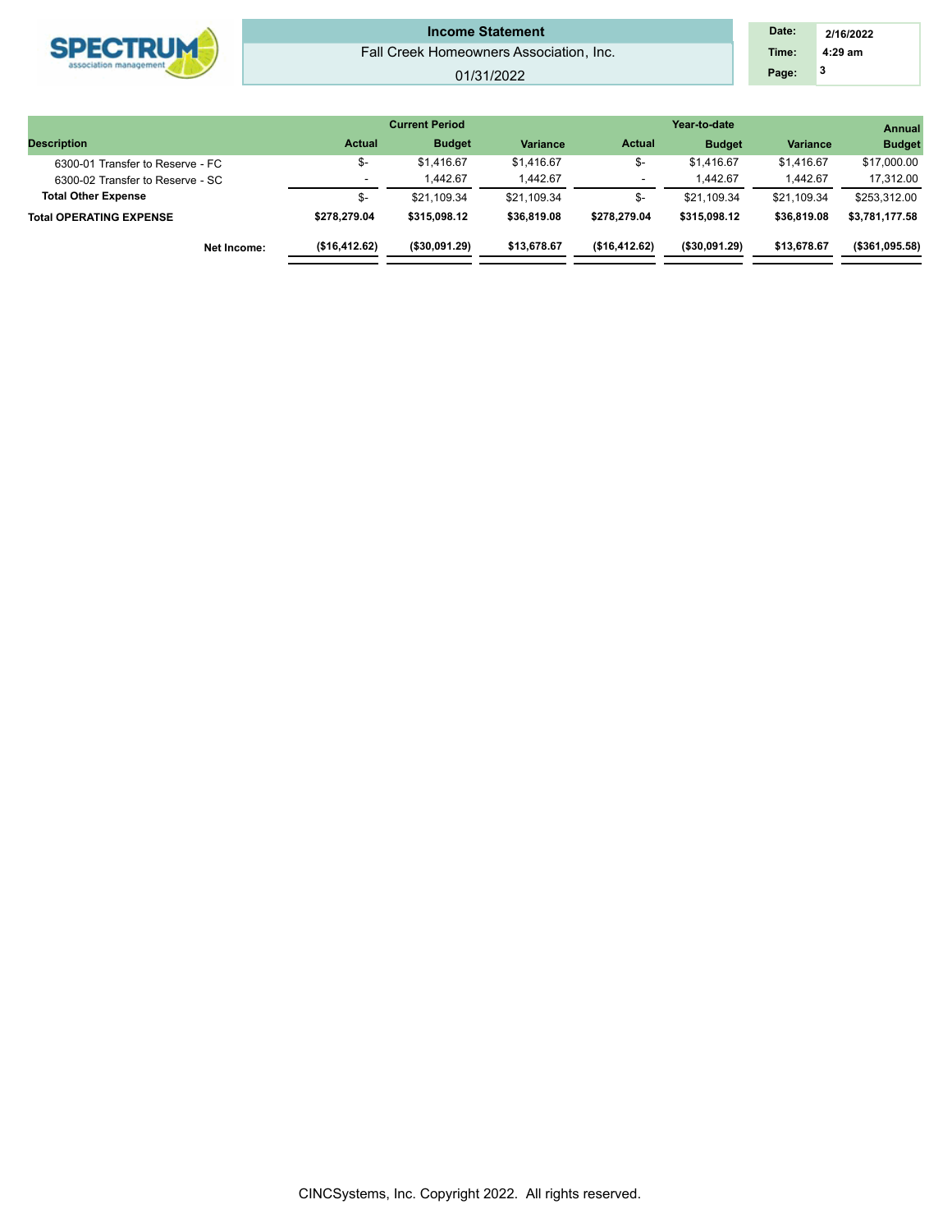# Income Statement

Fall Creek Homeowners Association, Inc.

01/31/2022

| Description | Current Period Actual | Current Period Budget | Current Period Variance | Year-to-date Actual | Year-to-date Budget | Year-to-date Variance | Annual Budget |
|---|---|---|---|---|---|---|---|
| 6300-01 Transfer to Reserve - FC | $- | $1,416.67 | $1,416.67 | $- | $1,416.67 | $1,416.67 | $17,000.00 |
| 6300-02 Transfer to Reserve - SC | - | 1,442.67 | 1,442.67 | - | 1,442.67 | 1,442.67 | 17,312.00 |
| **Total Other Expense** | $- | $21,109.34 | $21,109.34 | $- | $21,109.34 | $21,109.34 | $253,312.00 |
| **Total OPERATING EXPENSE** | **$278,279.04** | **$315,098.12** | **$36,819.08** | **$278,279.04** | **$315,098.12** | **$36,819.08** | **$3,781,177.58** |
| **Net Income:** | **($16,412.62)** | **($30,091.29)** | **$13,678.67** | **($16,412.62)** | **($30,091.29)** | **$13,678.67** | **($361,095.58)** |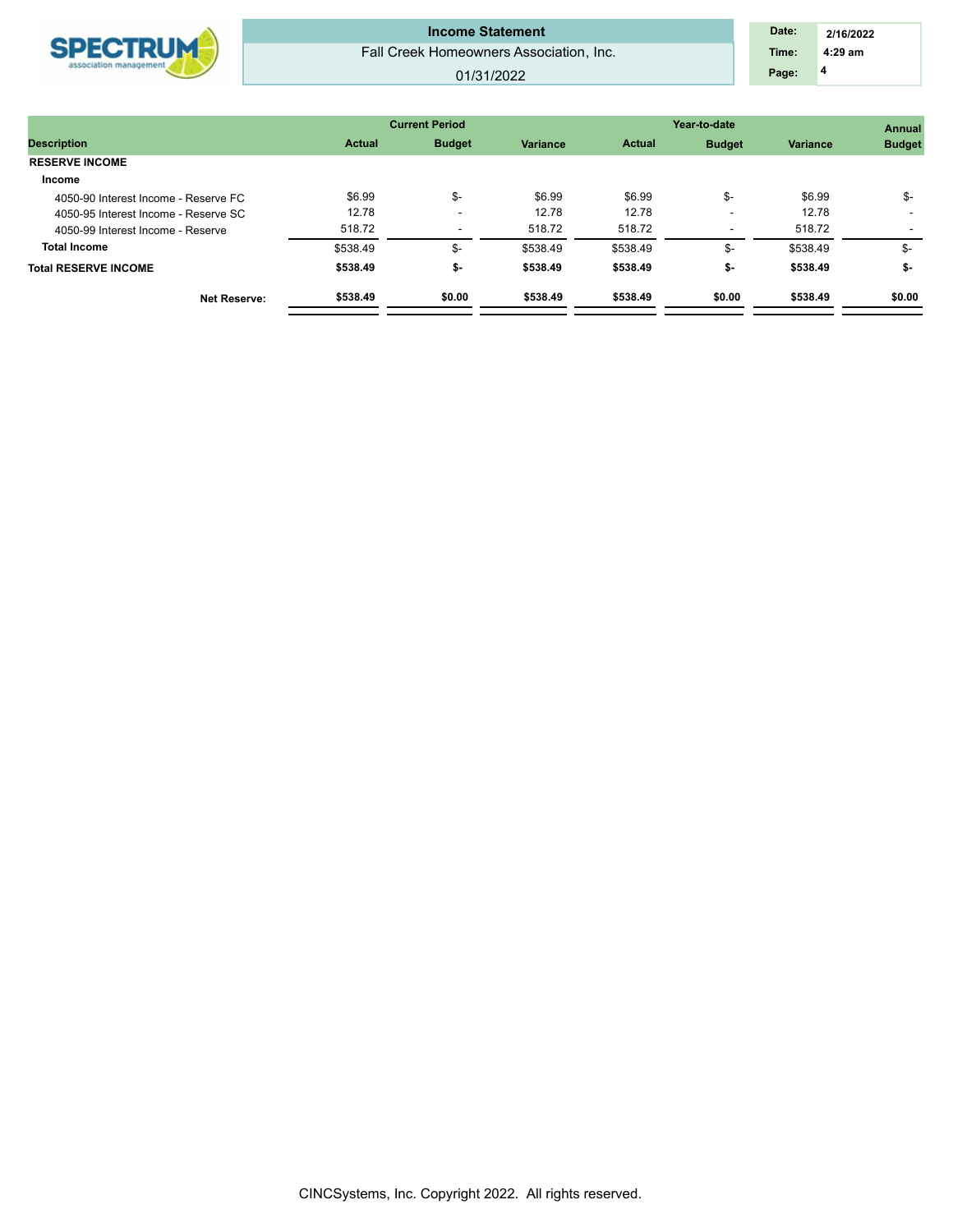# Income Statement

Fall Creek Homeowners Association, Inc.

01/31/2022

| Date: | 2/16/2022 |
|---|---|
| Time: | 4:29 am |

| Description | Current Period Actual | Current Period Budget | Current Period Variance | Year-to-date Actual | Year-to-date Budget | Year-to-date Variance | Annual Budget |
|---|---|---|---|---|---|---|---|
| **RESERVE INCOME** | | | | | | | |
| **Income** | | | | | | | |
| 4050-90 Interest Income - Reserve FC | $6.99 | $- | $6.99 | $6.99 | $- | $6.99 | $- |
| 4050-95 Interest Income - Reserve SC | 12.78 | - | 12.78 | 12.78 | - | 12.78 | - |
| 4050-99 Interest Income - Reserve | 518.72 | - | 518.72 | 518.72 | - | 518.72 | - |
| **Total Income** | $538.49 | $- | $538.49 | $538.49 | $- | $538.49 | $- |
| **Total RESERVE INCOME** | **$538.49** | **$-** | **$538.49** | **$538.49** | **$-** | **$538.49** | **$-** |
| **Net Reserve:** | **$538.49** | **$0.00** | **$538.49** | **$538.49** | **$0.00** | **$538.49** | **$0.00** |

CINCSystems, Inc. Copyright 2022. All rights reserved.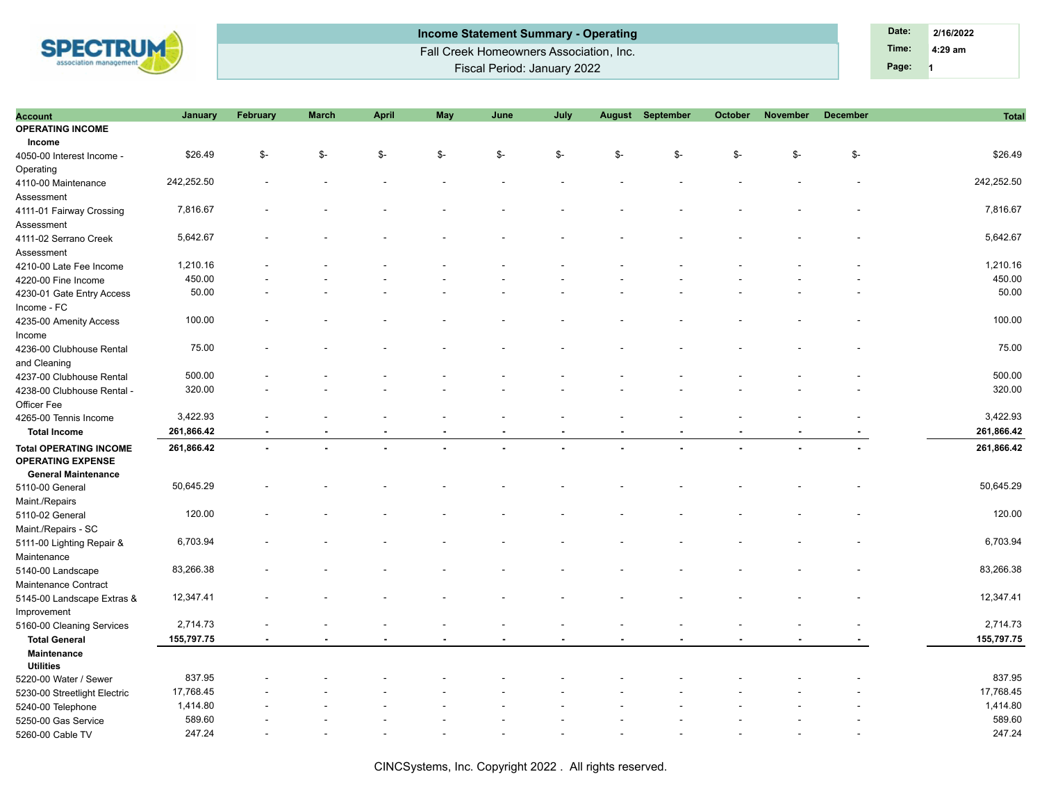**Income Statement Summary - Operating**

Fall Creek Homeowners Association, Inc.

Fiscal Period: January 2022

Date: 2/16/2022
Time: 4:29 am
Page: 1

| Account | January | February | March | April | May | June | July | August | September | October | November | December | Total |
|---|---|---|---|---|---|---|---|---|---|---|---|---|---|
| **OPERATING INCOME** | | | | | | | | | | | | | |
| **Income** | | | | | | | | | | | | | |
| 4050-00 Interest Income - Operating | $26.49 | $- | $- | $- | $- | $- | $- | $- | $- | $- | $- | $- | $26.49 |
| 4110-00 Maintenance Assessment | 242,252.50 | - | - | - | - | - | - | - | - | - | - | - | 242,252.50 |
| 4111-01 Fairway Crossing Assessment | 7,816.67 | - | - | - | - | - | - | - | - | - | - | - | 7,816.67 |
| 4111-02 Serrano Creek Assessment | 5,642.67 | - | - | - | - | - | - | - | - | - | - | - | 5,642.67 |
| 4210-00 Late Fee Income | 1,210.16 | - | - | - | - | - | - | - | - | - | - | - | 1,210.16 |
| 4220-00 Fine Income | 450.00 | - | - | - | - | - | - | - | - | - | - | - | 450.00 |
| 4230-01 Gate Entry Access Income - FC | 50.00 | - | - | - | - | - | - | - | - | - | - | - | 50.00 |
| 4235-00 Amenity Access Income | 100.00 | - | - | - | - | - | - | - | - | - | - | - | 100.00 |
| 4236-00 Clubhouse Rental and Cleaning | 75.00 | - | - | - | - | - | - | - | - | - | - | - | 75.00 |
| 4237-00 Clubhouse Rental | 500.00 | - | - | - | - | - | - | - | - | - | - | - | 500.00 |
| 4238-00 Clubhouse Rental - Officer Fee | 320.00 | - | - | - | - | - | - | - | - | - | - | - | 320.00 |
| 4265-00 Tennis Income | 3,422.93 | - | - | - | - | - | - | - | - | - | - | - | 3,422.93 |
| **Total Income** | **261,866.42** | **-** | **-** | **-** | **-** | **-** | **-** | **-** | **-** | **-** | **-** | **-** | **261,866.42** |
| **Total OPERATING INCOME** | **261,866.42** | **-** | **-** | **-** | **-** | **-** | **-** | **-** | **-** | **-** | **-** | **-** | **261,866.42** |
| **OPERATING EXPENSE** | | | | | | | | | | | | | |
| **General Maintenance** | | | | | | | | | | | | | |
| 5110-00 General Maint./Repairs | 50,645.29 | - | - | - | - | - | - | - | - | - | - | - | 50,645.29 |
| 5110-02 General Maint./Repairs - SC | 120.00 | - | - | - | - | - | - | - | - | - | - | - | 120.00 |
| 5111-00 Lighting Repair & Maintenance | 6,703.94 | - | - | - | - | - | - | - | - | - | - | - | 6,703.94 |
| 5140-00 Landscape Maintenance Contract | 83,266.38 | - | - | - | - | - | - | - | - | - | - | - | 83,266.38 |
| 5145-00 Landscape Extras & Improvement | 12,347.41 | - | - | - | - | - | - | - | - | - | - | - | 12,347.41 |
| 5160-00 Cleaning Services | 2,714.73 | - | - | - | - | - | - | - | - | - | - | - | 2,714.73 |
| **Total General Maintenance** | **155,797.75** | **-** | **-** | **-** | **-** | **-** | **-** | **-** | **-** | **-** | **-** | **-** | **155,797.75** |
| **Utilities** | | | | | | | | | | | | | |
| 5220-00 Water / Sewer | 837.95 | - | - | - | - | - | - | - | - | - | - | - | 837.95 |
| 5230-00 Streetlight Electric | 17,768.45 | - | - | - | - | - | - | - | - | - | - | - | 17,768.45 |
| 5240-00 Telephone | 1,414.80 | - | - | - | - | - | - | - | - | - | - | - | 1,414.80 |
| 5250-00 Gas Service | 589.60 | - | - | - | - | - | - | - | - | - | - | - | 589.60 |
| 5260-00 Cable TV | 247.24 | - | - | - | - | - | - | - | - | - | - | - | 247.24 |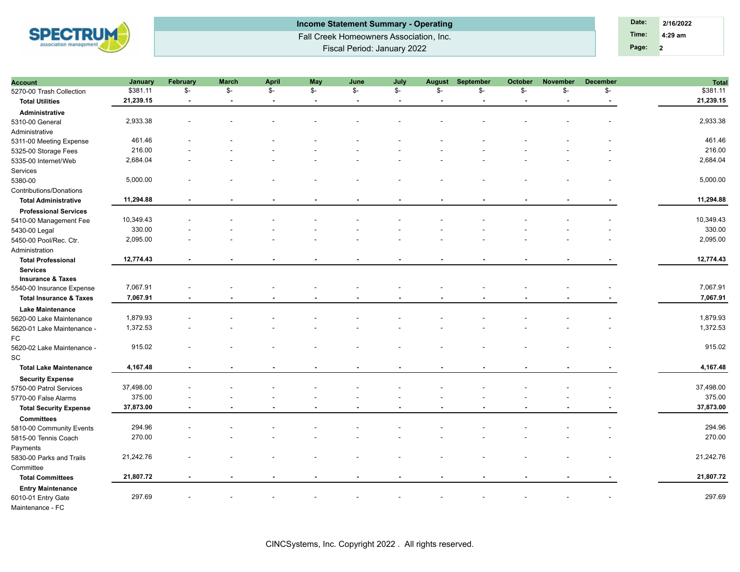# Income Statement Summary - Operating

Fall Creek Homeowners Association, Inc.

Fiscal Period: January 2022

Date: 2/16/2022
Time: 4:29 am
Page: 2

| Account | January | February | March | April | May | June | July | August | September | October | November | December | Total |
|---|---|---|---|---|---|---|---|---|---|---|---|---|---|
| 5270-00 Trash Collection | $381.11 | $- | $- | $- | $- | $- | $- | $- | $- | $- | $- | $- | $381.11 |
| **Total Utilities** | **21,239.15** | **-** | **-** | **-** | **-** | **-** | **-** | **-** | **-** | **-** | **-** | **-** | **21,239.15** |
| **Administrative** | | | | | | | | | | | | | |
| 5310-00 General Administrative | 2,933.38 | - | - | - | - | - | - | - | - | - | - | - | 2,933.38 |
| 5311-00 Meeting Expense | 461.46 | - | - | - | - | - | - | - | - | - | - | - | 461.46 |
| 5325-00 Storage Fees | 216.00 | - | - | - | - | - | - | - | - | - | - | - | 216.00 |
| 5335-00 Internet/Web Services | 2,684.04 | - | - | - | - | - | - | - | - | - | - | - | 2,684.04 |
| 5380-00 Contributions/Donations | 5,000.00 | - | - | - | - | - | - | - | - | - | - | - | 5,000.00 |
| **Total Administrative** | **11,294.88** | **-** | **-** | **-** | **-** | **-** | **-** | **-** | **-** | **-** | **-** | **-** | **11,294.88** |
| **Professional Services** | | | | | | | | | | | | | |
| 5410-00 Management Fee | 10,349.43 | - | - | - | - | - | - | - | - | - | - | - | 10,349.43 |
| 5430-00 Legal | 330.00 | - | - | - | - | - | - | - | - | - | - | - | 330.00 |
| 5450-00 Pool/Rec. Ctr. Administration | 2,095.00 | - | - | - | - | - | - | - | - | - | - | - | 2,095.00 |
| **Total Professional Services** | **12,774.43** | **-** | **-** | **-** | **-** | **-** | **-** | **-** | **-** | **-** | **-** | **-** | **12,774.43** |
| **Insurance & Taxes** | | | | | | | | | | | | | |
| 5540-00 Insurance Expense | 7,067.91 | - | - | - | - | - | - | - | - | - | - | - | 7,067.91 |
| **Total Insurance & Taxes** | **7,067.91** | **-** | **-** | **-** | **-** | **-** | **-** | **-** | **-** | **-** | **-** | **-** | **7,067.91** |
| **Lake Maintenance** | | | | | | | | | | | | | |
| 5620-00 Lake Maintenance | 1,879.93 | - | - | - | - | - | - | - | - | - | - | - | 1,879.93 |
| 5620-01 Lake Maintenance - FC | 1,372.53 | - | - | - | - | - | - | - | - | - | - | - | 1,372.53 |
| 5620-02 Lake Maintenance - SC | 915.02 | - | - | - | - | - | - | - | - | - | - | - | 915.02 |
| **Total Lake Maintenance** | **4,167.48** | **-** | **-** | **-** | **-** | **-** | **-** | **-** | **-** | **-** | **-** | **-** | **4,167.48** |
| **Security Expense** | | | | | | | | | | | | | |
| 5750-00 Patrol Services | 37,498.00 | - | - | - | - | - | - | - | - | - | - | - | 37,498.00 |
| 5770-00 False Alarms | 375.00 | - | - | - | - | - | - | - | - | - | - | - | 375.00 |
| **Total Security Expense** | **37,873.00** | **-** | **-** | **-** | **-** | **-** | **-** | **-** | **-** | **-** | **-** | **-** | **37,873.00** |
| **Committees** | | | | | | | | | | | | | |
| 5810-00 Community Events | 294.96 | - | - | - | - | - | - | - | - | - | - | - | 294.96 |
| 5815-00 Tennis Coach Payments | 270.00 | - | - | - | - | - | - | - | - | - | - | - | 270.00 |
| 5830-00 Parks and Trails Committee | 21,242.76 | - | - | - | - | - | - | - | - | - | - | - | 21,242.76 |
| **Total Committees** | **21,807.72** | **-** | **-** | **-** | **-** | **-** | **-** | **-** | **-** | **-** | **-** | **-** | **21,807.72** |
| **Entry Maintenance** | | | | | | | | | | | | | |
| 6010-01 Entry Gate Maintenance - FC | 297.69 | - | - | - | - | - | - | - | - | - | - | - | 297.69 |

CINCSystems, Inc. Copyright 2022 . All rights reserved.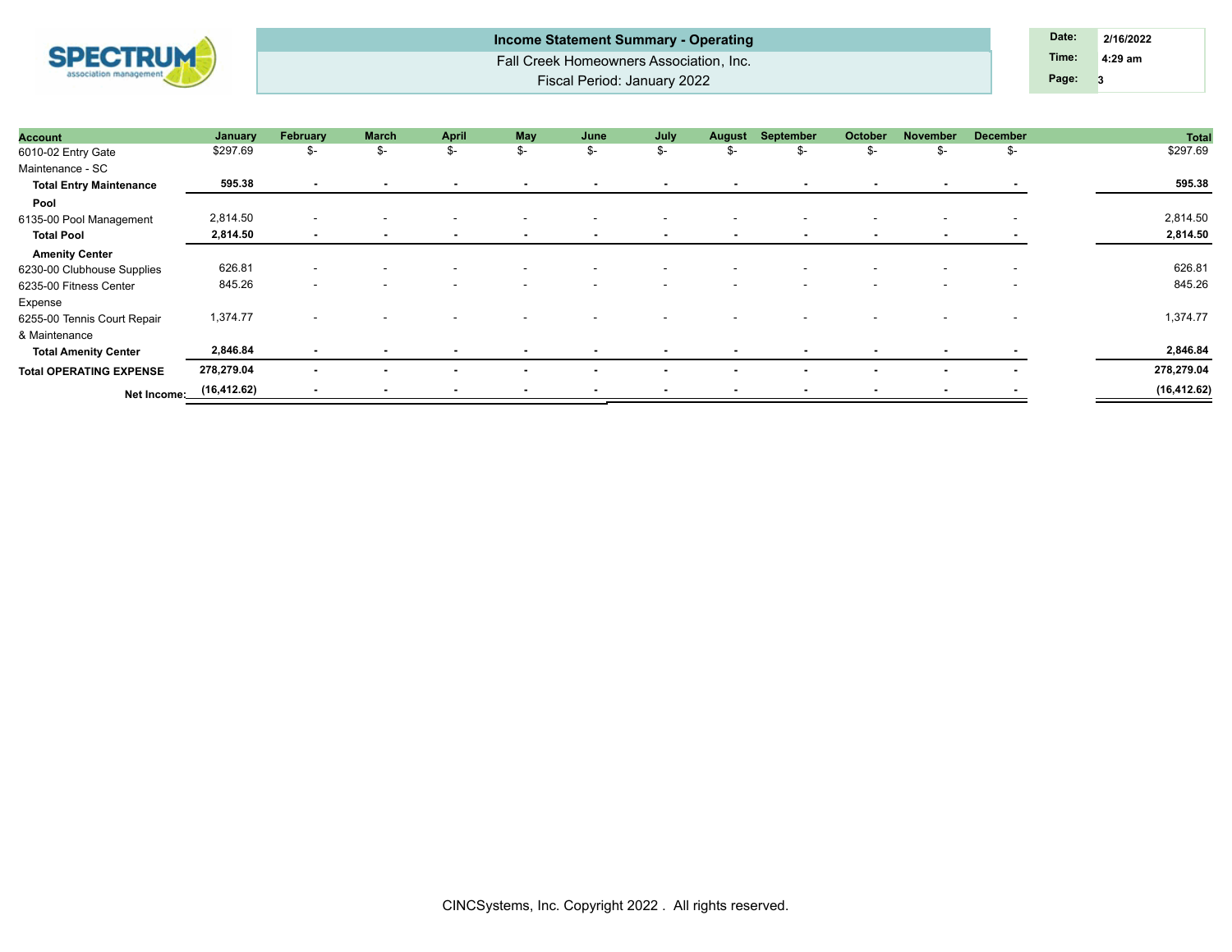# Income Statement Summary - Operating

Fall Creek Homeowners Association, Inc.

Fiscal Period: January 2022

Date: 2/16/2022
Time: 4:29 am
Page: 3

| Account | January | February | March | April | May | June | July | August | September | October | November | December | Total |
|---|---|---|---|---|---|---|---|---|---|---|---|---|---|
| 6010-02 Entry Gate Maintenance - SC | $297.69 | $- | $- | $- | $- | $- | $- | $- | $- | $- | $- | $- | $297.69 |
| **Total Entry Maintenance** | **595.38** | **-** | **-** | **-** | **-** | **-** | **-** | **-** | **-** | **-** | **-** | **-** | **595.38** |
| **Pool** | | | | | | | | | | | | | |
| 6135-00 Pool Management | 2,814.50 | - | - | - | - | - | - | - | - | - | - | - | 2,814.50 |
| **Total Pool** | **2,814.50** | **-** | **-** | **-** | **-** | **-** | **-** | **-** | **-** | **-** | **-** | **-** | **2,814.50** |
| **Amenity Center** | | | | | | | | | | | | | |
| 6230-00 Clubhouse Supplies | 626.81 | - | - | - | - | - | - | - | - | - | - | - | 626.81 |
| 6235-00 Fitness Center Expense | 845.26 | - | - | - | - | - | - | - | - | - | - | - | 845.26 |
| 6255-00 Tennis Court Repair & Maintenance | 1,374.77 | - | - | - | - | - | - | - | - | - | - | - | 1,374.77 |
| **Total Amenity Center** | **2,846.84** | **-** | **-** | **-** | **-** | **-** | **-** | **-** | **-** | **-** | **-** | **-** | **2,846.84** |
| **Total OPERATING EXPENSE** | **278,279.04** | **-** | **-** | **-** | **-** | **-** | **-** | **-** | **-** | **-** | **-** | **-** | **278,279.04** |
| **Net Income:** | **(16,412.62)** | **-** | **-** | **-** | **-** | **-** | **-** | **-** | **-** | **-** | **-** | **-** | **(16,412.62)** |

CINCSystems, Inc. Copyright 2022 . All rights reserved.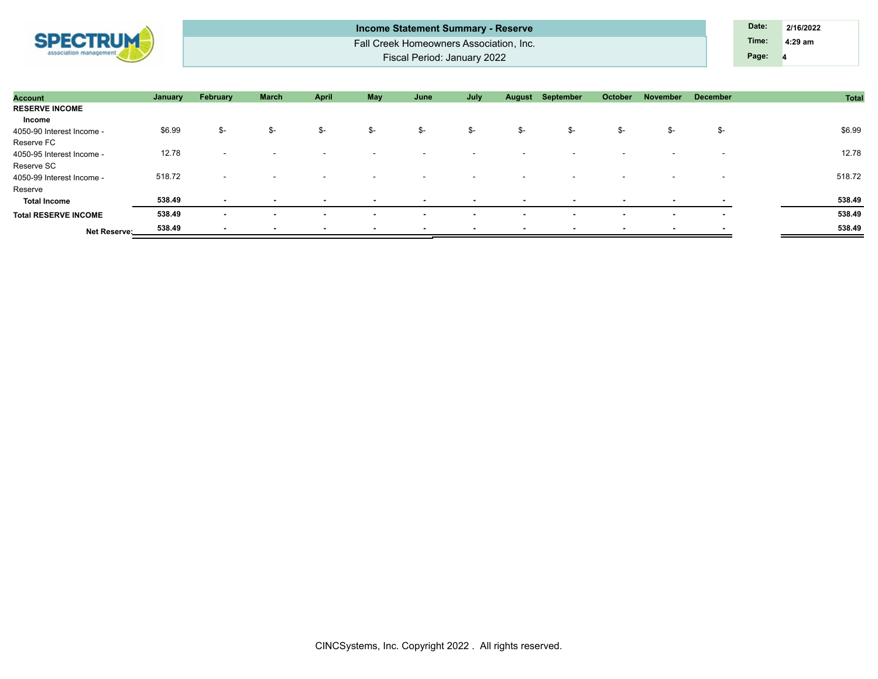**Income Statement Summary - Reserve**

Fall Creek Homeowners Association, Inc.

Fiscal Period: January 2022

Date: 2/16/2022
Time: 4:29 am
Page: 4

| Account | January | February | March | April | May | June | July | August | September | October | November | December | Total |
|---|---|---|---|---|---|---|---|---|---|---|---|---|---|
| **RESERVE INCOME** | | | | | | | | | | | | | |
| **Income** | | | | | | | | | | | | | |
| 4050-90 Interest Income - Reserve FC | $6.99 | $- | $- | $- | $- | $- | $- | $- | $- | $- | $- | $- | $6.99 |
| 4050-95 Interest Income - Reserve SC | 12.78 | - | - | - | - | - | - | - | - | - | - | - | 12.78 |
| 4050-99 Interest Income - Reserve | 518.72 | - | - | - | - | - | - | - | - | - | - | - | 518.72 |
| **Total Income** | **538.49** | **-** | **-** | **-** | **-** | **-** | **-** | **-** | **-** | **-** | **-** | **-** | **538.49** |
| **Total RESERVE INCOME** | **538.49** | **-** | **-** | **-** | **-** | **-** | **-** | **-** | **-** | **-** | **-** | **-** | **538.49** |
| **Net Reserve:** | **538.49** | **-** | **-** | **-** | **-** | **-** | **-** | **-** | **-** | **-** | **-** | **-** | **538.49** |